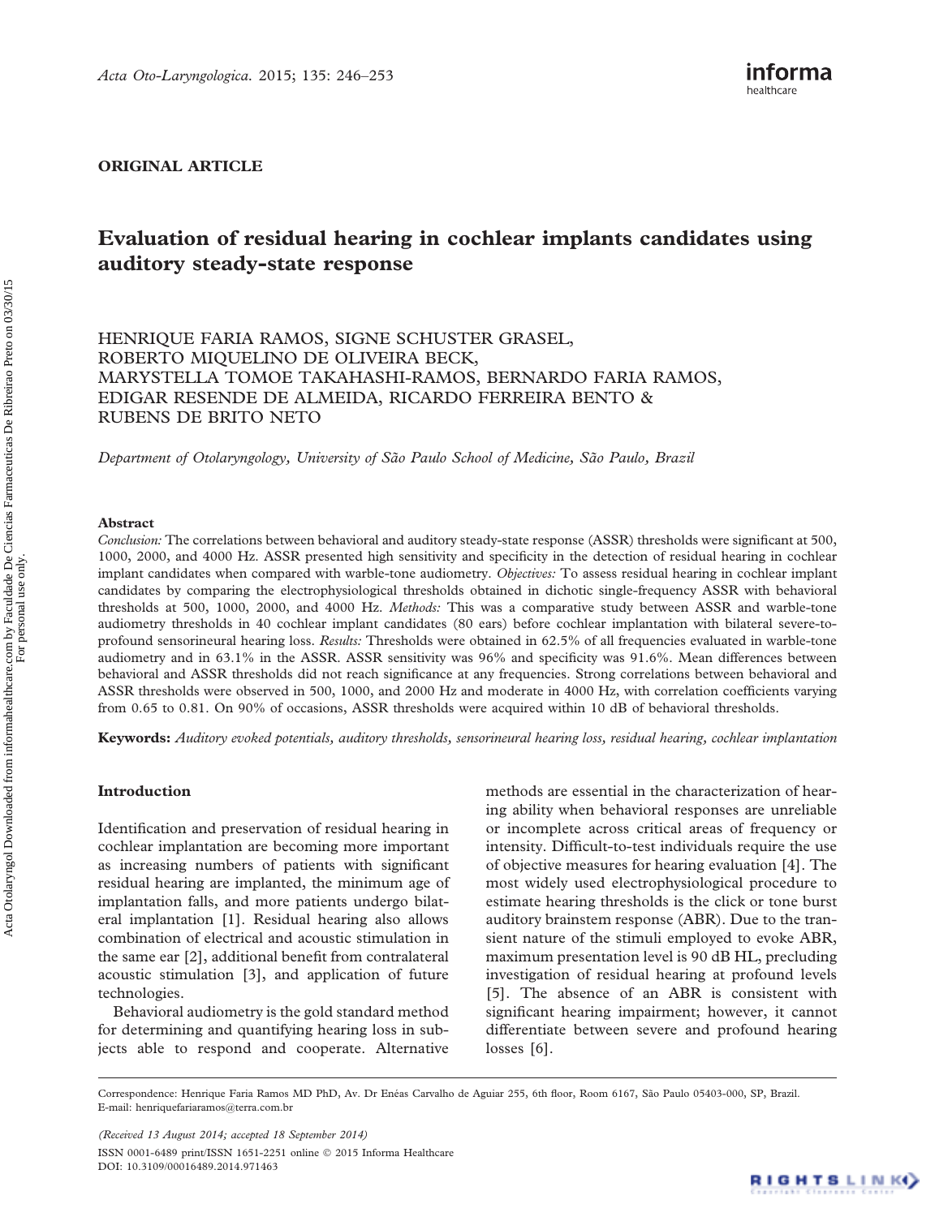ORIGINAL ARTICLE

# Evaluation of residual hearing in cochlear implants candidates using auditory steady-state response

HENRIQUE FARIA RAMOS, SIGNE SCHUSTER GRASEL, ROBERTO MIQUELINO DE OLIVEIRA BECK, MARYSTELLA TOMOE TAKAHASHI-RAMOS, BERNARDO FARIA RAMOS, EDIGAR RESENDE DE ALMEIDA, RICARDO FERREIRA BENTO & RUBENS DE BRITO NETO

*Department of Otolaryngology, University of São Paulo School of Medicine, São Paulo, Brazil*

## Abstract

*Conclusion:* The correlations between behavioral and auditory steady-state response (ASSR) thresholds were significant at 500, 1000, 2000, and 4000 Hz. ASSR presented high sensitivity and specificity in the detection of residual hearing in cochlear implant candidates when compared with warble-tone audiometry. *Objectives:* To assess residual hearing in cochlear implant candidates by comparing the electrophysiological thresholds obtained in dichotic single-frequency ASSR with behavioral thresholds at 500, 1000, 2000, and 4000 Hz. *Methods:* This was a comparative study between ASSR and warble-tone audiometry thresholds in 40 cochlear implant candidates (80 ears) before cochlear implantation with bilateral severe-to-profound sensorineural hearing loss. *Results:* Thresholds were obtained in 62.5% of all frequencies evaluated in warble-tone audiometry and in 63.1% in the ASSR. ASSR sensitivity was 96% and specificity was 91.6%. Mean differences between behavioral and ASSR thresholds did not reach significance at any frequencies. Strong correlations between behavioral and ASSR thresholds were observed in 500, 1000, and 2000 Hz and moderate in 4000 Hz, with correlation coefficients varying from 0.65 to 0.81. On 90% of occasions, ASSR thresholds were acquired within 10 dB of behavioral thresholds.

**Keywords:** *Auditory evoked potentials, auditory thresholds, sensorineural hearing loss, residual hearing, cochlear implantation*

## Introduction

Identification and preservation of residual hearing in cochlear implantation are becoming more important as increasing numbers of patients with significant residual hearing are implanted, the minimum age of implantation falls, and more patients undergo bilateral implantation [1]. Residual hearing also allows combination of electrical and acoustic stimulation in the same ear [2], additional benefit from contralateral acoustic stimulation [3], and application of future technologies.

Behavioral audiometry is the gold standard method for determining and quantifying hearing loss in subjects able to respond and cooperate. Alternative methods are essential in the characterization of hearing ability when behavioral responses are unreliable or incomplete across critical areas of frequency or intensity. Difficult-to-test individuals require the use of objective measures for hearing evaluation [4]. The most widely used electrophysiological procedure to estimate hearing thresholds is the click or tone burst auditory brainstem response (ABR). Due to the transient nature of the stimuli employed to evoke ABR, maximum presentation level is 90 dB HL, precluding investigation of residual hearing at profound levels [5]. The absence of an ABR is consistent with significant hearing impairment; however, it cannot differentiate between severe and profound hearing losses [6].

Correspondence: Henrique Faria Ramos MD PhD, Av. Dr Enéas Carvalho de Aguiar 255, 6th floor, Room 6167, São Paulo 05403-000, SP, Brazil. E-mail: henriquefariaramos@terra.com.br

*(Received 13 August 2014; accepted 18 September 2014)*

ISSN 0001-6489 print/ISSN 1651-2251 online © 2015 Informa Healthcare
DOI: 10.3109/00016489.2014.971463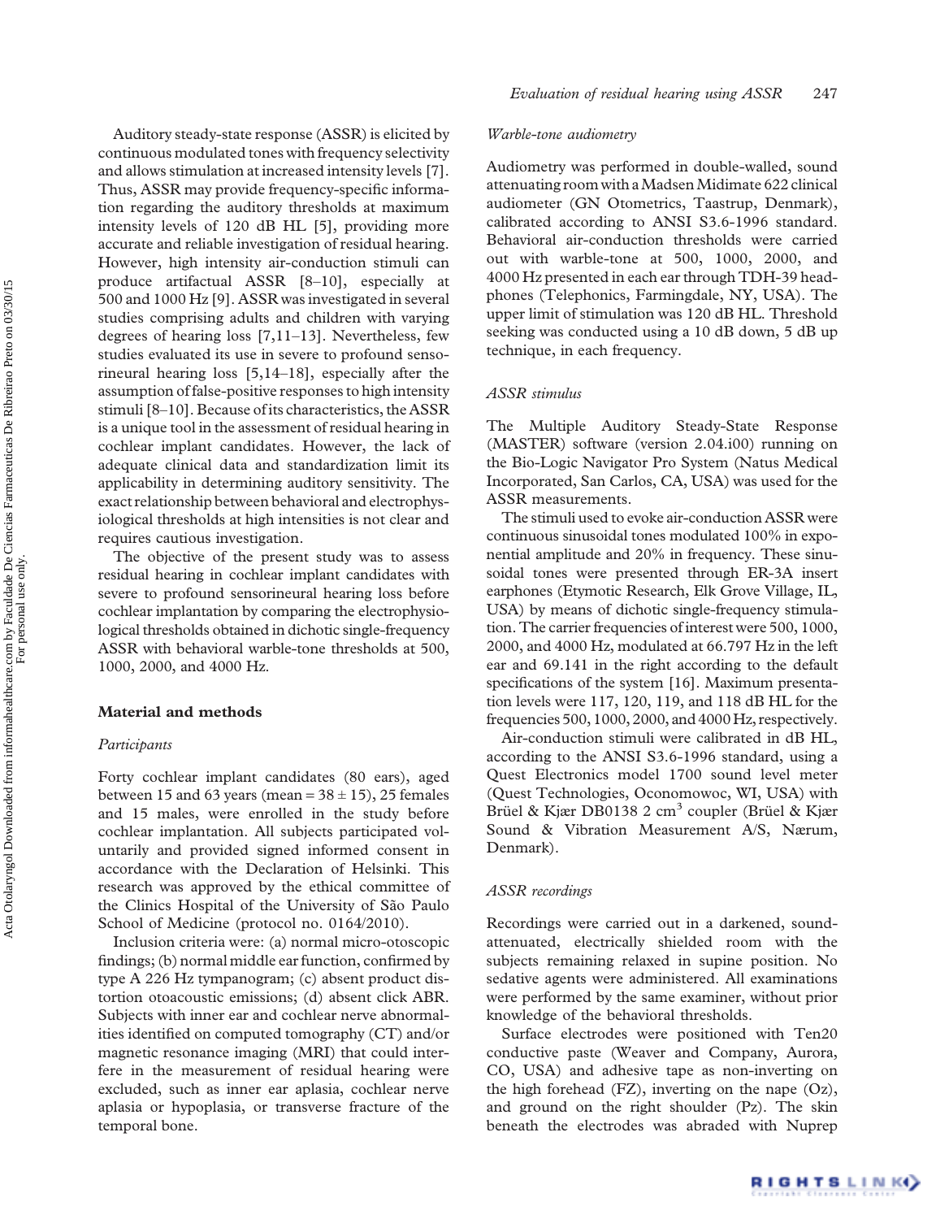Auditory steady-state response (ASSR) is elicited by continuous modulated tones with frequency selectivity and allows stimulation at increased intensity levels [7]. Thus, ASSR may provide frequency-specific information regarding the auditory thresholds at maximum intensity levels of 120 dB HL [5], providing more accurate and reliable investigation of residual hearing. However, high intensity air-conduction stimuli can produce artifactual ASSR [8–10], especially at 500 and 1000 Hz [9]. ASSR was investigated in several studies comprising adults and children with varying degrees of hearing loss [7,11–13]. Nevertheless, few studies evaluated its use in severe to profound sensorineural hearing loss [5,14–18], especially after the assumption of false-positive responses to high intensity stimuli [8–10]. Because of its characteristics, the ASSR is a unique tool in the assessment of residual hearing in cochlear implant candidates. However, the lack of adequate clinical data and standardization limit its applicability in determining auditory sensitivity. The exact relationship between behavioral and electrophysiological thresholds at high intensities is not clear and requires cautious investigation.

The objective of the present study was to assess residual hearing in cochlear implant candidates with severe to profound sensorineural hearing loss before cochlear implantation by comparing the electrophysiological thresholds obtained in dichotic single-frequency ASSR with behavioral warble-tone thresholds at 500, 1000, 2000, and 4000 Hz.

## Material and methods

### *Participants*

Forty cochlear implant candidates (80 ears), aged between 15 and 63 years (mean = 38 ± 15), 25 females and 15 males, were enrolled in the study before cochlear implantation. All subjects participated voluntarily and provided signed informed consent in accordance with the Declaration of Helsinki. This research was approved by the ethical committee of the Clinics Hospital of the University of São Paulo School of Medicine (protocol no. 0164/2010).

Inclusion criteria were: (a) normal micro-otoscopic findings; (b) normal middle ear function, confirmed by type A 226 Hz tympanogram; (c) absent product distortion otoacoustic emissions; (d) absent click ABR. Subjects with inner ear and cochlear nerve abnormalities identified on computed tomography (CT) and/or magnetic resonance imaging (MRI) that could interfere in the measurement of residual hearing were excluded, such as inner ear aplasia, cochlear nerve aplasia or hypoplasia, or transverse fracture of the temporal bone.

### *Warble-tone audiometry*

Audiometry was performed in double-walled, sound attenuating room with a Madsen Midimate 622 clinical audiometer (GN Otometrics, Taastrup, Denmark), calibrated according to ANSI S3.6-1996 standard. Behavioral air-conduction thresholds were carried out with warble-tone at 500, 1000, 2000, and 4000 Hz presented in each ear through TDH-39 headphones (Telephonics, Farmingdale, NY, USA). The upper limit of stimulation was 120 dB HL. Threshold seeking was conducted using a 10 dB down, 5 dB up technique, in each frequency.

### *ASSR stimulus*

The Multiple Auditory Steady-State Response (MASTER) software (version 2.04.i00) running on the Bio-Logic Navigator Pro System (Natus Medical Incorporated, San Carlos, CA, USA) was used for the ASSR measurements.

The stimuli used to evoke air-conduction ASSR were continuous sinusoidal tones modulated 100% in exponential amplitude and 20% in frequency. These sinusoidal tones were presented through ER-3A insert earphones (Etymotic Research, Elk Grove Village, IL, USA) by means of dichotic single-frequency stimulation. The carrier frequencies of interest were 500, 1000, 2000, and 4000 Hz, modulated at 66.797 Hz in the left ear and 69.141 in the right according to the default specifications of the system [16]. Maximum presentation levels were 117, 120, 119, and 118 dB HL for the frequencies 500, 1000, 2000, and 4000 Hz, respectively.

Air-conduction stimuli were calibrated in dB HL, according to the ANSI S3.6-1996 standard, using a Quest Electronics model 1700 sound level meter (Quest Technologies, Oconomowoc, WI, USA) with Brüel & Kjær DB0138 2 cm$^3$ coupler (Brüel & Kjær Sound & Vibration Measurement A/S, Nærum, Denmark).

### *ASSR recordings*

Recordings were carried out in a darkened, sound-attenuated, electrically shielded room with the subjects remaining relaxed in supine position. No sedative agents were administered. All examinations were performed by the same examiner, without prior knowledge of the behavioral thresholds.

Surface electrodes were positioned with Ten20 conductive paste (Weaver and Company, Aurora, CO, USA) and adhesive tape as non-inverting on the high forehead (FZ), inverting on the nape (Oz), and ground on the right shoulder (Pz). The skin beneath the electrodes was abraded with Nuprep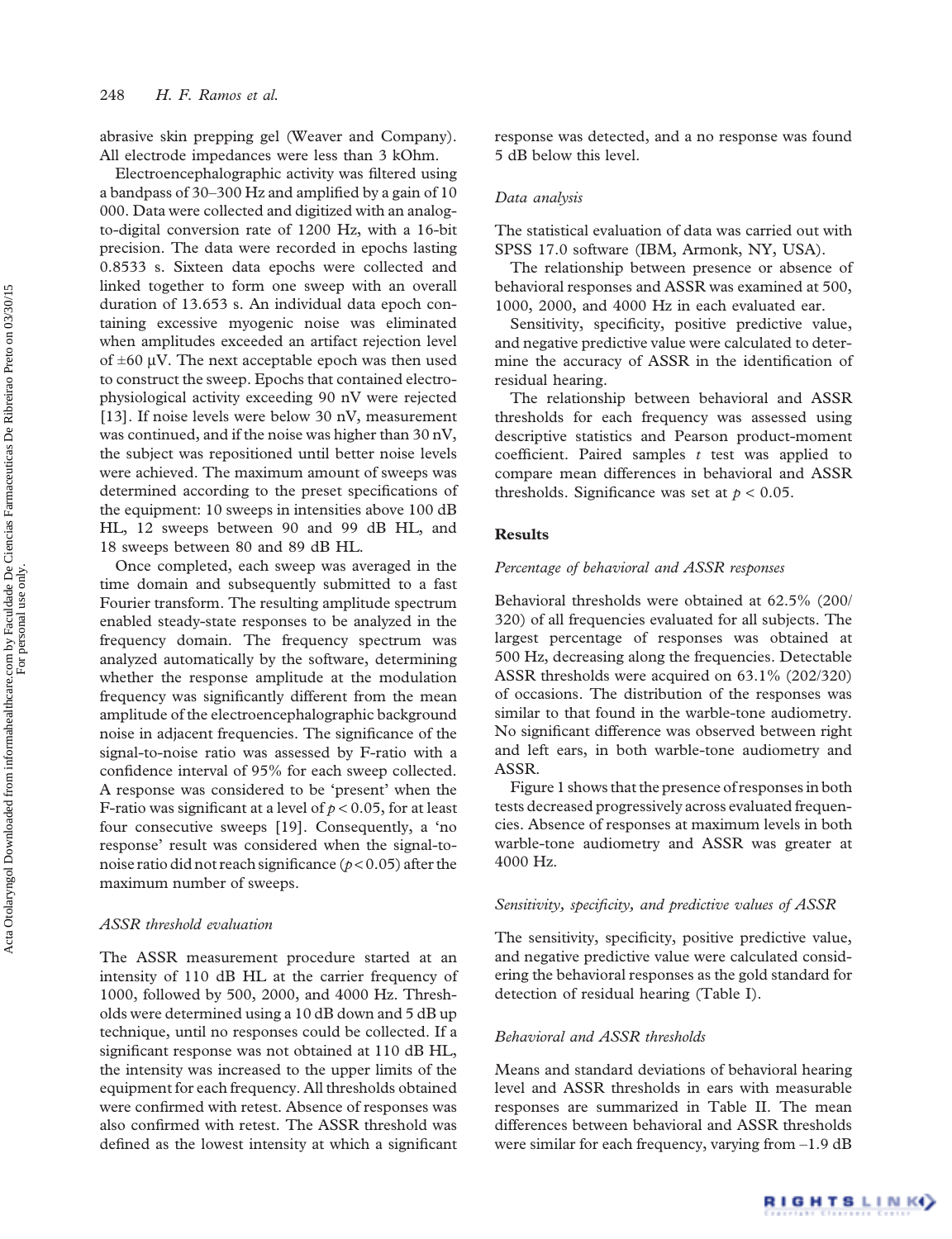abrasive skin prepping gel (Weaver and Company). All electrode impedances were less than 3 kOhm.

Electroencephalographic activity was filtered using a bandpass of 30–300 Hz and amplified by a gain of 10 000. Data were collected and digitized with an analog-to-digital conversion rate of 1200 Hz, with a 16-bit precision. The data were recorded in epochs lasting 0.8533 s. Sixteen data epochs were collected and linked together to form one sweep with an overall duration of 13.653 s. An individual data epoch containing excessive myogenic noise was eliminated when amplitudes exceeded an artifact rejection level of ±60 μV. The next acceptable epoch was then used to construct the sweep. Epochs that contained electrophysiological activity exceeding 90 nV were rejected [13]. If noise levels were below 30 nV, measurement was continued, and if the noise was higher than 30 nV, the subject was repositioned until better noise levels were achieved. The maximum amount of sweeps was determined according to the preset specifications of the equipment: 10 sweeps in intensities above 100 dB HL, 12 sweeps between 90 and 99 dB HL, and 18 sweeps between 80 and 89 dB HL.

Once completed, each sweep was averaged in the time domain and subsequently submitted to a fast Fourier transform. The resulting amplitude spectrum enabled steady-state responses to be analyzed in the frequency domain. The frequency spectrum was analyzed automatically by the software, determining whether the response amplitude at the modulation frequency was significantly different from the mean amplitude of the electroencephalographic background noise in adjacent frequencies. The significance of the signal-to-noise ratio was assessed by F-ratio with a confidence interval of 95% for each sweep collected. A response was considered to be 'present' when the F-ratio was significant at a level of $p < 0.05$, for at least four consecutive sweeps [19]. Consequently, a 'no response' result was considered when the signal-to-noise ratio did not reach significance ($p < 0.05$) after the maximum number of sweeps.

### *ASSR threshold evaluation*

The ASSR measurement procedure started at an intensity of 110 dB HL at the carrier frequency of 1000, followed by 500, 2000, and 4000 Hz. Thresholds were determined using a 10 dB down and 5 dB up technique, until no responses could be collected. If a significant response was not obtained at 110 dB HL, the intensity was increased to the upper limits of the equipment for each frequency. All thresholds obtained were confirmed with retest. Absence of responses was also confirmed with retest. The ASSR threshold was defined as the lowest intensity at which a significant response was detected, and a no response was found 5 dB below this level.

### *Data analysis*

The statistical evaluation of data was carried out with SPSS 17.0 software (IBM, Armonk, NY, USA).

The relationship between presence or absence of behavioral responses and ASSR was examined at 500, 1000, 2000, and 4000 Hz in each evaluated ear.

Sensitivity, specificity, positive predictive value, and negative predictive value were calculated to determine the accuracy of ASSR in the identification of residual hearing.

The relationship between behavioral and ASSR thresholds for each frequency was assessed using descriptive statistics and Pearson product-moment coefficient. Paired samples *t* test was applied to compare mean differences in behavioral and ASSR thresholds. Significance was set at $p < 0.05$.

## Results

### *Percentage of behavioral and ASSR responses*

Behavioral thresholds were obtained at 62.5% (200/320) of all frequencies evaluated for all subjects. The largest percentage of responses was obtained at 500 Hz, decreasing along the frequencies. Detectable ASSR thresholds were acquired on 63.1% (202/320) of occasions. The distribution of the responses was similar to that found in the warble-tone audiometry. No significant difference was observed between right and left ears, in both warble-tone audiometry and ASSR.

Figure 1 shows that the presence of responses in both tests decreased progressively across evaluated frequencies. Absence of responses at maximum levels in both warble-tone audiometry and ASSR was greater at 4000 Hz.

### *Sensitivity, specificity, and predictive values of ASSR*

The sensitivity, specificity, positive predictive value, and negative predictive value were calculated considering the behavioral responses as the gold standard for detection of residual hearing (Table I).

### *Behavioral and ASSR thresholds*

Means and standard deviations of behavioral hearing level and ASSR thresholds in ears with measurable responses are summarized in Table II. The mean differences between behavioral and ASSR thresholds were similar for each frequency, varying from –1.9 dB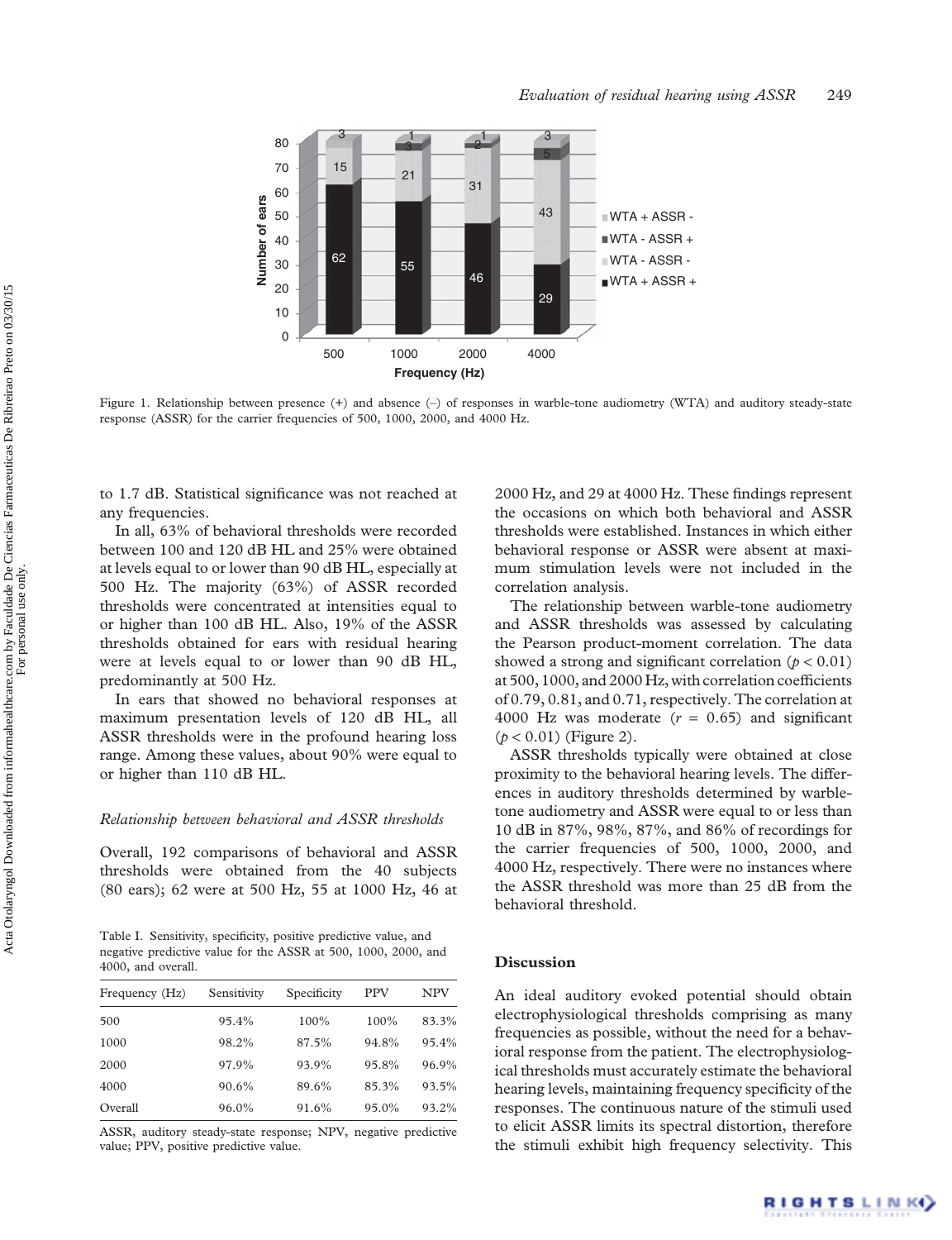Figure 1. Relationship between presence (+) and absence (–) of responses in warble-tone audiometry (WTA) and auditory steady-state response (ASSR) for the carrier frequencies of 500, 1000, 2000, and 4000 Hz.

to 1.7 dB. Statistical significance was not reached at any frequencies.

In all, 63% of behavioral thresholds were recorded between 100 and 120 dB HL and 25% were obtained at levels equal to or lower than 90 dB HL, especially at 500 Hz. The majority (63%) of ASSR recorded thresholds were concentrated at intensities equal to or higher than 100 dB HL. Also, 19% of the ASSR thresholds obtained for ears with residual hearing were at levels equal to or lower than 90 dB HL, predominantly at 500 Hz.

In ears that showed no behavioral responses at maximum presentation levels of 120 dB HL, all ASSR thresholds were in the profound hearing loss range. Among these values, about 90% were equal to or higher than 110 dB HL.

### *Relationship between behavioral and ASSR thresholds*

Overall, 192 comparisons of behavioral and ASSR thresholds were obtained from the 40 subjects (80 ears); 62 were at 500 Hz, 55 at 1000 Hz, 46 at 2000 Hz, and 29 at 4000 Hz. These findings represent the occasions on which both behavioral and ASSR thresholds were established. Instances in which either behavioral response or ASSR were absent at maximum stimulation levels were not included in the correlation analysis.

The relationship between warble-tone audiometry and ASSR thresholds was assessed by calculating the Pearson product-moment correlation. The data showed a strong and significant correlation ($p < 0.01$) at 500, 1000, and 2000 Hz, with correlation coefficients of 0.79, 0.81, and 0.71, respectively. The correlation at 4000 Hz was moderate ($r = 0.65$) and significant ($p < 0.01$) (Figure 2).

ASSR thresholds typically were obtained at close proximity to the behavioral hearing levels. The differences in auditory thresholds determined by warble-tone audiometry and ASSR were equal to or less than 10 dB in 87%, 98%, 87%, and 86% of recordings for the carrier frequencies of 500, 1000, 2000, and 4000 Hz, respectively. There were no instances where the ASSR threshold was more than 25 dB from the behavioral threshold.

Table I. Sensitivity, specificity, positive predictive value, and negative predictive value for the ASSR at 500, 1000, 2000, and 4000, and overall.

| Frequency (Hz) | Sensitivity | Specificity | PPV | NPV |
|---|---|---|---|---|
| 500 | 95.4% | 100% | 100% | 83.3% |
| 1000 | 98.2% | 87.5% | 94.8% | 95.4% |
| 2000 | 97.9% | 93.9% | 95.8% | 96.9% |
| 4000 | 90.6% | 89.6% | 85.3% | 93.5% |
| Overall | 96.0% | 91.6% | 95.0% | 93.2% |

ASSR, auditory steady-state response; NPV, negative predictive value; PPV, positive predictive value.

## Discussion

An ideal auditory evoked potential should obtain electrophysiological thresholds comprising as many frequencies as possible, without the need for a behavioral response from the patient. The electrophysiological thresholds must accurately estimate the behavioral hearing levels, maintaining frequency specificity of the responses. The continuous nature of the stimuli used to elicit ASSR limits its spectral distortion, therefore the stimuli exhibit high frequency selectivity. This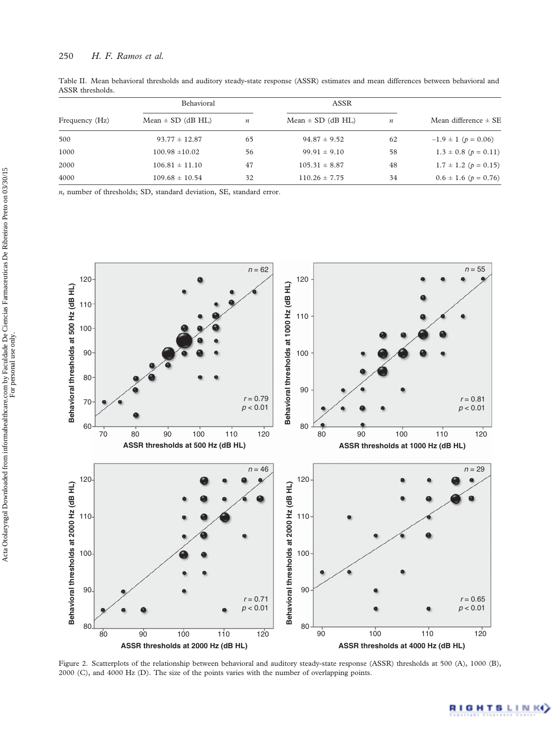Table II. Mean behavioral thresholds and auditory steady-state response (ASSR) estimates and mean differences between behavioral and ASSR thresholds.

| Frequency (Hz) | Behavioral | | ASSR | | Mean difference ± SE |
|---|---|---|---|---|---|
| | Mean ± SD (dB HL) | *n* | Mean ± SD (dB HL) | *n* | |
| 500 | 93.77 ± 12.87 | 65 | 94.87 ± 9.52 | 62 | –1.9 ± 1 ($p$ = 0.06) |
| 1000 | 100.98 ±10.02 | 56 | 99.91 ± 9.10 | 58 | 1.3 ± 0.8 ($p$ = 0.11) |
| 2000 | 106.81 ± 11.10 | 47 | 105.31 ± 8.87 | 48 | 1.7 ± 1.2 ($p$ = 0.15) |
| 4000 | 109.68 ± 10.54 | 32 | 110.26 ± 7.75 | 34 | 0.6 ± 1.6 ($p$ = 0.76) |

*n*, number of thresholds; SD, standard deviation, SE, standard error.

Figure 2. Scatterplots of the relationship between behavioral and auditory steady-state response (ASSR) thresholds at 500 (A), 1000 (B), 2000 (C), and 4000 Hz (D). The size of the points varies with the number of overlapping points.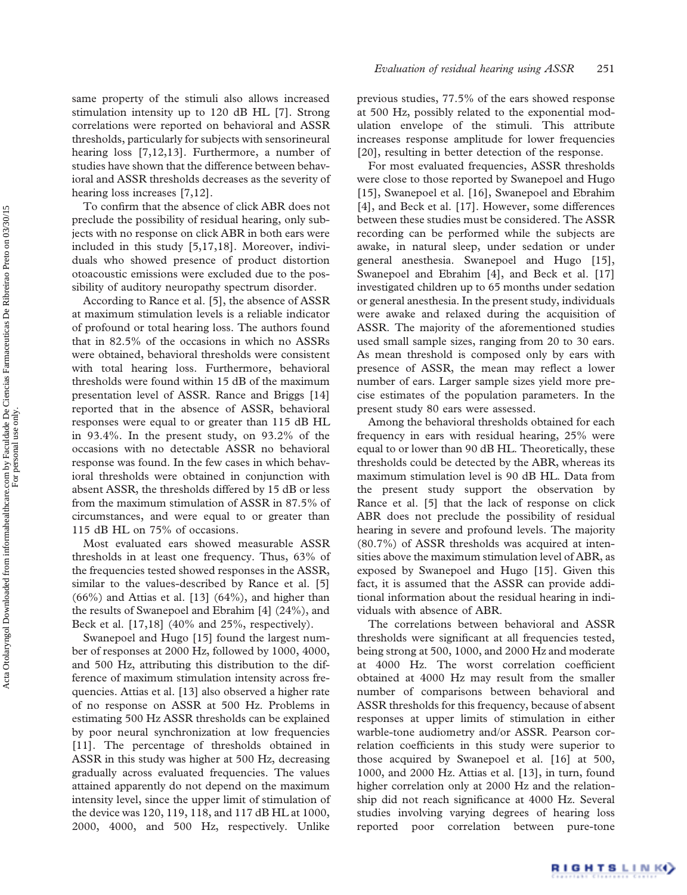same property of the stimuli also allows increased stimulation intensity up to 120 dB HL [7]. Strong correlations were reported on behavioral and ASSR thresholds, particularly for subjects with sensorineural hearing loss [7,12,13]. Furthermore, a number of studies have shown that the difference between behavioral and ASSR thresholds decreases as the severity of hearing loss increases [7,12].

To confirm that the absence of click ABR does not preclude the possibility of residual hearing, only subjects with no response on click ABR in both ears were included in this study [5,17,18]. Moreover, individuals who showed presence of product distortion otoacoustic emissions were excluded due to the possibility of auditory neuropathy spectrum disorder.

According to Rance et al. [5], the absence of ASSR at maximum stimulation levels is a reliable indicator of profound or total hearing loss. The authors found that in 82.5% of the occasions in which no ASSRs were obtained, behavioral thresholds were consistent with total hearing loss. Furthermore, behavioral thresholds were found within 15 dB of the maximum presentation level of ASSR. Rance and Briggs [14] reported that in the absence of ASSR, behavioral responses were equal to or greater than 115 dB HL in 93.4%. In the present study, on 93.2% of the occasions with no detectable ASSR no behavioral response was found. In the few cases in which behavioral thresholds were obtained in conjunction with absent ASSR, the thresholds differed by 15 dB or less from the maximum stimulation of ASSR in 87.5% of circumstances, and were equal to or greater than 115 dB HL on 75% of occasions.

Most evaluated ears showed measurable ASSR thresholds in at least one frequency. Thus, 63% of the frequencies tested showed responses in the ASSR, similar to the values-described by Rance et al. [5] (66%) and Attias et al. [13] (64%), and higher than the results of Swanepoel and Ebrahim [4] (24%), and Beck et al. [17,18] (40% and 25%, respectively).

Swanepoel and Hugo [15] found the largest number of responses at 2000 Hz, followed by 1000, 4000, and 500 Hz, attributing this distribution to the difference of maximum stimulation intensity across frequencies. Attias et al. [13] also observed a higher rate of no response on ASSR at 500 Hz. Problems in estimating 500 Hz ASSR thresholds can be explained by poor neural synchronization at low frequencies [11]. The percentage of thresholds obtained in ASSR in this study was higher at 500 Hz, decreasing gradually across evaluated frequencies. The values attained apparently do not depend on the maximum intensity level, since the upper limit of stimulation of the device was 120, 119, 118, and 117 dB HL at 1000, 2000, 4000, and 500 Hz, respectively. Unlike previous studies, 77.5% of the ears showed response at 500 Hz, possibly related to the exponential modulation envelope of the stimuli. This attribute increases response amplitude for lower frequencies [20], resulting in better detection of the response.

For most evaluated frequencies, ASSR thresholds were close to those reported by Swanepoel and Hugo [15], Swanepoel et al. [16], Swanepoel and Ebrahim [4], and Beck et al. [17]. However, some differences between these studies must be considered. The ASSR recording can be performed while the subjects are awake, in natural sleep, under sedation or under general anesthesia. Swanepoel and Hugo [15], Swanepoel and Ebrahim [4], and Beck et al. [17] investigated children up to 65 months under sedation or general anesthesia. In the present study, individuals were awake and relaxed during the acquisition of ASSR. The majority of the aforementioned studies used small sample sizes, ranging from 20 to 30 ears. As mean threshold is composed only by ears with presence of ASSR, the mean may reflect a lower number of ears. Larger sample sizes yield more precise estimates of the population parameters. In the present study 80 ears were assessed.

Among the behavioral thresholds obtained for each frequency in ears with residual hearing, 25% were equal to or lower than 90 dB HL. Theoretically, these thresholds could be detected by the ABR, whereas its maximum stimulation level is 90 dB HL. Data from the present study support the observation by Rance et al. [5] that the lack of response on click ABR does not preclude the possibility of residual hearing in severe and profound levels. The majority (80.7%) of ASSR thresholds was acquired at intensities above the maximum stimulation level of ABR, as exposed by Swanepoel and Hugo [15]. Given this fact, it is assumed that the ASSR can provide additional information about the residual hearing in individuals with absence of ABR.

The correlations between behavioral and ASSR thresholds were significant at all frequencies tested, being strong at 500, 1000, and 2000 Hz and moderate at 4000 Hz. The worst correlation coefficient obtained at 4000 Hz may result from the smaller number of comparisons between behavioral and ASSR thresholds for this frequency, because of absent responses at upper limits of stimulation in either warble-tone audiometry and/or ASSR. Pearson correlation coefficients in this study were superior to those acquired by Swanepoel et al. [16] at 500, 1000, and 2000 Hz. Attias et al. [13], in turn, found higher correlation only at 2000 Hz and the relationship did not reach significance at 4000 Hz. Several studies involving varying degrees of hearing loss reported poor correlation between pure-tone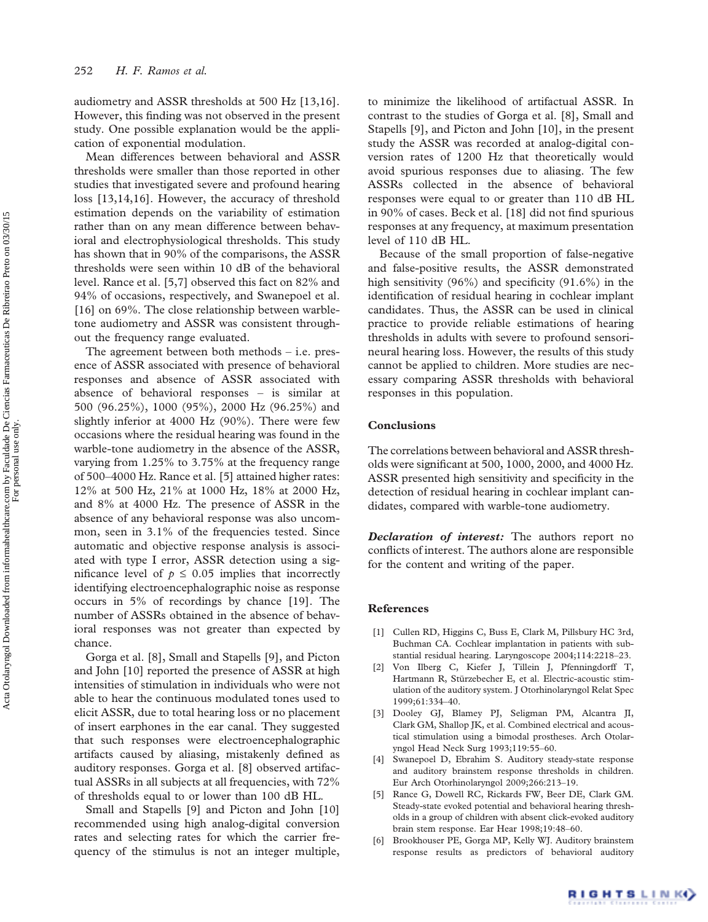audiometry and ASSR thresholds at 500 Hz [13,16]. However, this finding was not observed in the present study. One possible explanation would be the application of exponential modulation.

Mean differences between behavioral and ASSR thresholds were smaller than those reported in other studies that investigated severe and profound hearing loss [13,14,16]. However, the accuracy of threshold estimation depends on the variability of estimation rather than on any mean difference between behavioral and electrophysiological thresholds. This study has shown that in 90% of the comparisons, the ASSR thresholds were seen within 10 dB of the behavioral level. Rance et al. [5,7] observed this fact on 82% and 94% of occasions, respectively, and Swanepoel et al. [16] on 69%. The close relationship between warble-tone audiometry and ASSR was consistent throughout the frequency range evaluated.

The agreement between both methods – i.e. presence of ASSR associated with presence of behavioral responses and absence of ASSR associated with absence of behavioral responses – is similar at 500 (96.25%), 1000 (95%), 2000 Hz (96.25%) and slightly inferior at 4000 Hz (90%). There were few occasions where the residual hearing was found in the warble-tone audiometry in the absence of the ASSR, varying from 1.25% to 3.75% at the frequency range of 500–4000 Hz. Rance et al. [5] attained higher rates: 12% at 500 Hz, 21% at 1000 Hz, 18% at 2000 Hz, and 8% at 4000 Hz. The presence of ASSR in the absence of any behavioral response was also uncommon, seen in 3.1% of the frequencies tested. Since automatic and objective response analysis is associated with type I error, ASSR detection using a significance level of $p \leq 0.05$ implies that incorrectly identifying electroencephalographic noise as response occurs in 5% of recordings by chance [19]. The number of ASSRs obtained in the absence of behavioral responses was not greater than expected by chance.

Gorga et al. [8], Small and Stapells [9], and Picton and John [10] reported the presence of ASSR at high intensities of stimulation in individuals who were not able to hear the continuous modulated tones used to elicit ASSR, due to total hearing loss or no placement of insert earphones in the ear canal. They suggested that such responses were electroencephalographic artifacts caused by aliasing, mistakenly defined as auditory responses. Gorga et al. [8] observed artifactual ASSRs in all subjects at all frequencies, with 72% of thresholds equal to or lower than 100 dB HL.

Small and Stapells [9] and Picton and John [10] recommended using high analog-digital conversion rates and selecting rates for which the carrier frequency of the stimulus is not an integer multiple, to minimize the likelihood of artifactual ASSR. In contrast to the studies of Gorga et al. [8], Small and Stapells [9], and Picton and John [10], in the present study the ASSR was recorded at analog-digital conversion rates of 1200 Hz that theoretically would avoid spurious responses due to aliasing. The few ASSRs collected in the absence of behavioral responses were equal to or greater than 110 dB HL in 90% of cases. Beck et al. [18] did not find spurious responses at any frequency, at maximum presentation level of 110 dB HL.

Because of the small proportion of false-negative and false-positive results, the ASSR demonstrated high sensitivity (96%) and specificity (91.6%) in the identification of residual hearing in cochlear implant candidates. Thus, the ASSR can be used in clinical practice to provide reliable estimations of hearing thresholds in adults with severe to profound sensorineural hearing loss. However, the results of this study cannot be applied to children. More studies are necessary comparing ASSR thresholds with behavioral responses in this population.

## Conclusions

The correlations between behavioral and ASSR thresholds were significant at 500, 1000, 2000, and 4000 Hz. ASSR presented high sensitivity and specificity in the detection of residual hearing in cochlear implant candidates, compared with warble-tone audiometry.

***Declaration of interest:*** The authors report no conflicts of interest. The authors alone are responsible for the content and writing of the paper.

## References

[1] Cullen RD, Higgins C, Buss E, Clark M, Pillsbury HC 3rd, Buchman CA. Cochlear implantation in patients with substantial residual hearing. Laryngoscope 2004;114:2218–23.

[2] Von Ilberg C, Kiefer J, Tillein J, Pfenningdorff T, Hartmann R, Stürzebecher E, et al. Electric-acoustic stimulation of the auditory system. J Otorhinolaryngol Relat Spec 1999;61:334–40.

[3] Dooley GJ, Blamey PJ, Seligman PM, Alcantra JI, Clark GM, Shallop JK, et al. Combined electrical and acoustical stimulation using a bimodal prostheses. Arch Otolaryngol Head Neck Surg 1993;119:55–60.

[4] Swanepoel D, Ebrahim S. Auditory steady-state response and auditory brainstem response thresholds in children. Eur Arch Otorhinolaryngol 2009;266:213–19.

[5] Rance G, Dowell RC, Rickards FW, Beer DE, Clark GM. Steady-state evoked potential and behavioral hearing thresholds in a group of children with absent click-evoked auditory brain stem response. Ear Hear 1998;19:48–60.

[6] Brookhouser PE, Gorga MP, Kelly WJ. Auditory brainstem response results as predictors of behavioral auditory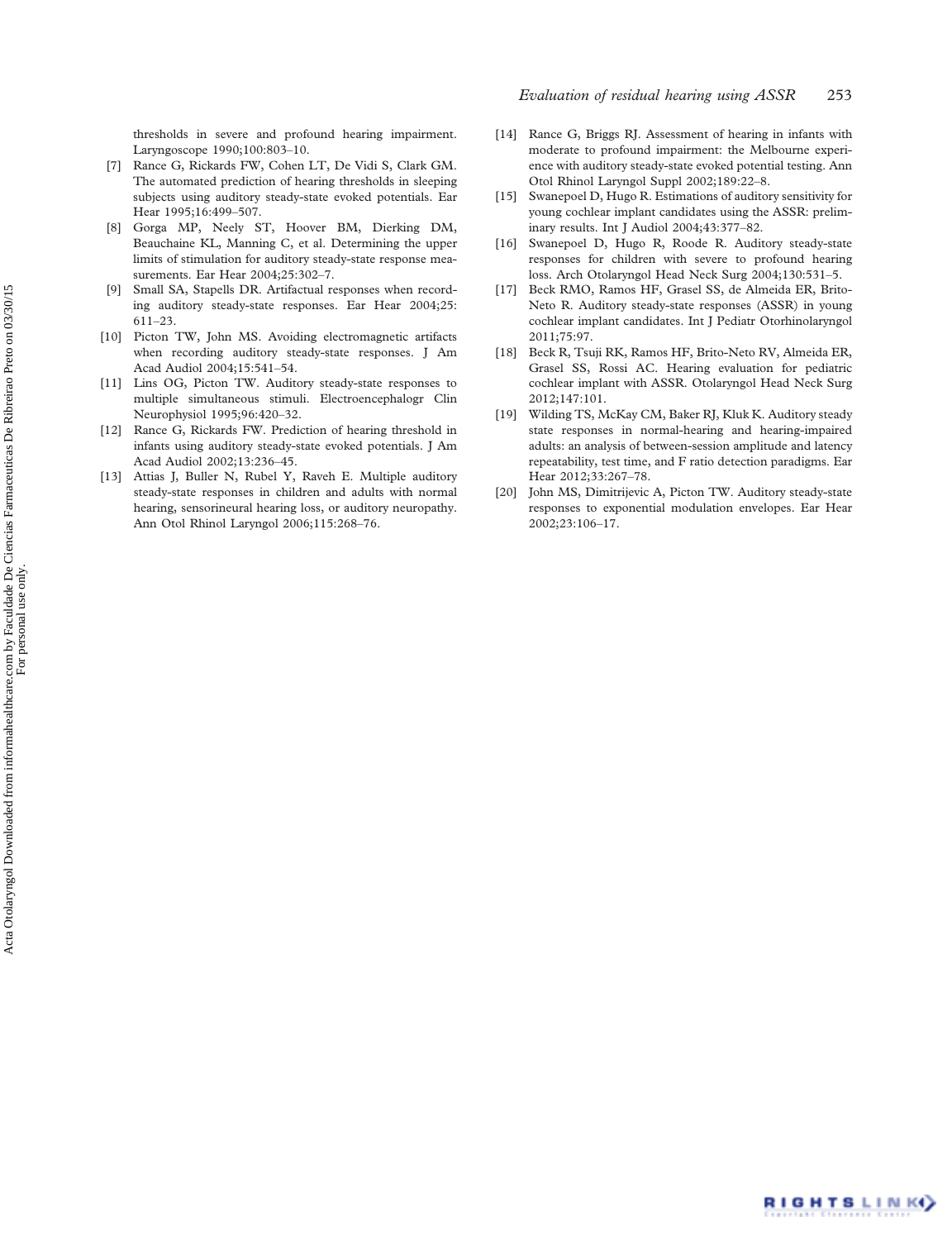thresholds in severe and profound hearing impairment. Laryngoscope 1990;100:803–10.

[7] Rance G, Rickards FW, Cohen LT, De Vidi S, Clark GM. The automated prediction of hearing thresholds in sleeping subjects using auditory steady-state evoked potentials. Ear Hear 1995;16:499–507.

[8] Gorga MP, Neely ST, Hoover BM, Dierking DM, Beauchaine KL, Manning C, et al. Determining the upper limits of stimulation for auditory steady-state response measurements. Ear Hear 2004;25:302–7.

[9] Small SA, Stapells DR. Artifactual responses when recording auditory steady-state responses. Ear Hear 2004;25: 611–23.

[10] Picton TW, John MS. Avoiding electromagnetic artifacts when recording auditory steady-state responses. J Am Acad Audiol 2004;15:541–54.

[11] Lins OG, Picton TW. Auditory steady-state responses to multiple simultaneous stimuli. Electroencephalogr Clin Neurophysiol 1995;96:420–32.

[12] Rance G, Rickards FW. Prediction of hearing threshold in infants using auditory steady-state evoked potentials. J Am Acad Audiol 2002;13:236–45.

[13] Attias J, Buller N, Rubel Y, Raveh E. Multiple auditory steady-state responses in children and adults with normal hearing, sensorineural hearing loss, or auditory neuropathy. Ann Otol Rhinol Laryngol 2006;115:268–76.

[14] Rance G, Briggs RJ. Assessment of hearing in infants with moderate to profound impairment: the Melbourne experience with auditory steady-state evoked potential testing. Ann Otol Rhinol Laryngol Suppl 2002;189:22–8.

[15] Swanepoel D, Hugo R. Estimations of auditory sensitivity for young cochlear implant candidates using the ASSR: preliminary results. Int J Audiol 2004;43:377–82.

[16] Swanepoel D, Hugo R, Roode R. Auditory steady-state responses for children with severe to profound hearing loss. Arch Otolaryngol Head Neck Surg 2004;130:531–5.

[17] Beck RMO, Ramos HF, Grasel SS, de Almeida ER, Brito-Neto R. Auditory steady-state responses (ASSR) in young cochlear implant candidates. Int J Pediatr Otorhinolaryngol 2011;75:97.

[18] Beck R, Tsuji RK, Ramos HF, Brito-Neto RV, Almeida ER, Grasel SS, Rossi AC. Hearing evaluation for pediatric cochlear implant with ASSR. Otolaryngol Head Neck Surg 2012;147:101.

[19] Wilding TS, McKay CM, Baker RJ, Kluk K. Auditory steady state responses in normal-hearing and hearing-impaired adults: an analysis of between-session amplitude and latency repeatability, test time, and F ratio detection paradigms. Ear Hear 2012;33:267–78.

[20] John MS, Dimitrijevic A, Picton TW. Auditory steady-state responses to exponential modulation envelopes. Ear Hear 2002;23:106–17.